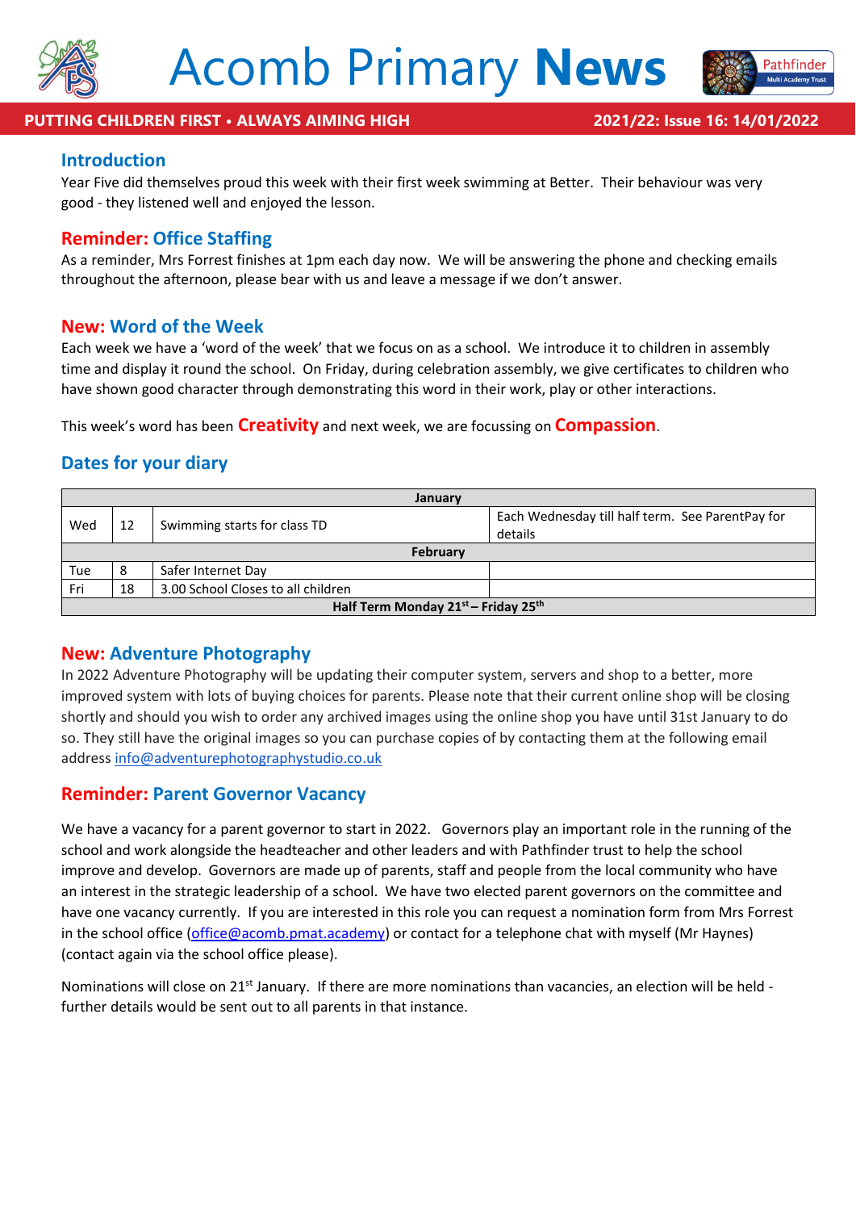# Acomb Primary **News**

**PUTTING CHILDREN FIRST • ALWAYS AIMING HIGH** **2021/22: Issue 16: 14/01/2022**

## Introduction

Year Five did themselves proud this week with their first week swimming at Better. Their behaviour was very good - they listened well and enjoyed the lesson.

## Reminder: Office Staffing

As a reminder, Mrs Forrest finishes at 1pm each day now. We will be answering the phone and checking emails throughout the afternoon, please bear with us and leave a message if we don't answer.

## New: Word of the Week

Each week we have a 'word of the week' that we focus on as a school. We introduce it to children in assembly time and display it round the school. On Friday, during celebration assembly, we give certificates to children who have shown good character through demonstrating this word in their work, play or other interactions.

This week's word has been **Creativity** and next week, we are focussing on **Compassion**.

## Dates for your diary

| **January** | | | |
|---|---|---|---|
| Wed | 12 | Swimming starts for class TD | Each Wednesday till half term. See ParentPay for details |
| **February** | | | |
| Tue | 8 | Safer Internet Day | |
| Fri | 18 | 3.00 School Closes to all children | |
| **Half Term Monday 21st – Friday 25th** | | | |

## New: Adventure Photography

In 2022 Adventure Photography will be updating their computer system, servers and shop to a better, more improved system with lots of buying choices for parents. Please note that their current online shop will be closing shortly and should you wish to order any archived images using the online shop you have until 31st January to do so. They still have the original images so you can purchase copies of by contacting them at the following email address info@adventurephotographystudio.co.uk

## Reminder: Parent Governor Vacancy

We have a vacancy for a parent governor to start in 2022. Governors play an important role in the running of the school and work alongside the headteacher and other leaders and with Pathfinder trust to help the school improve and develop. Governors are made up of parents, staff and people from the local community who have an interest in the strategic leadership of a school. We have two elected parent governors on the committee and have one vacancy currently. If you are interested in this role you can request a nomination form from Mrs Forrest in the school office (office@acomb.pmat.academy) or contact for a telephone chat with myself (Mr Haynes) (contact again via the school office please).

Nominations will close on 21st January. If there are more nominations than vacancies, an election will be held - further details would be sent out to all parents in that instance.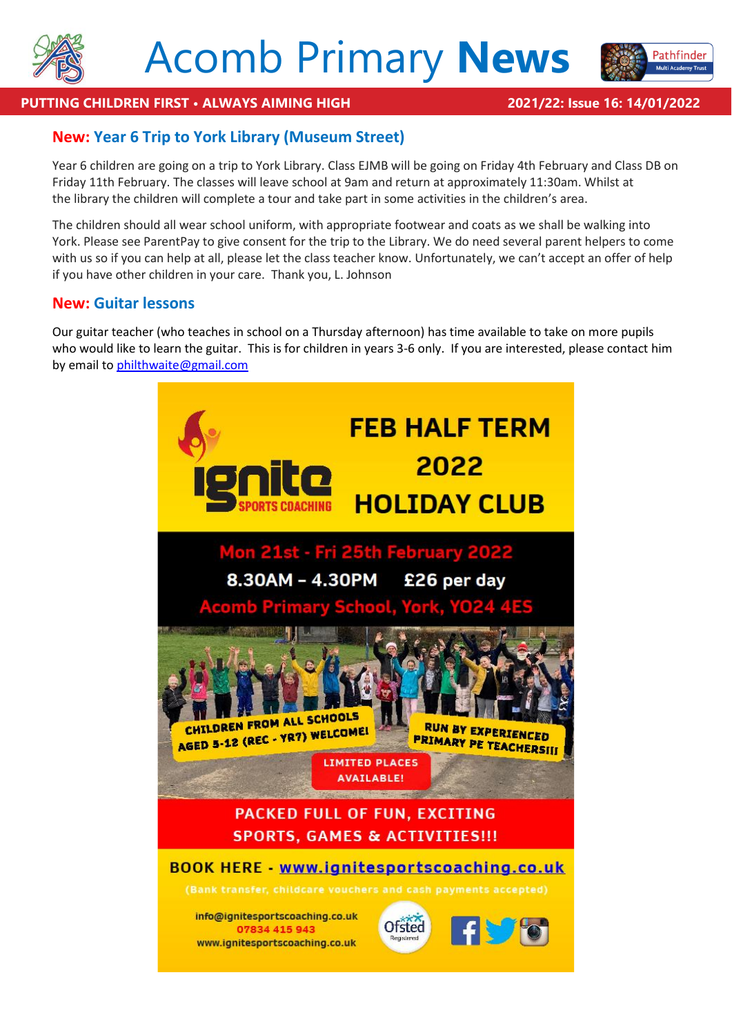# Acomb Primary **News**

**PUTTING CHILDREN FIRST • ALWAYS AIMING HIGH** **2021/22: Issue 16: 14/01/2022**

## New: Year 6 Trip to York Library (Museum Street)

Year 6 children are going on a trip to York Library. Class EJMB will be going on Friday 4th February and Class DB on Friday 11th February. The classes will leave school at 9am and return at approximately 11:30am. Whilst at the library the children will complete a tour and take part in some activities in the children's area.

The children should all wear school uniform, with appropriate footwear and coats as we shall be walking into York. Please see ParentPay to give consent for the trip to the Library. We do need several parent helpers to come with us so if you can help at all, please let the class teacher know. Unfortunately, we can't accept an offer of help if you have other children in your care. Thank you, L. Johnson

## New: Guitar lessons

Our guitar teacher (who teaches in school on a Thursday afternoon) has time available to take on more pupils who would like to learn the guitar. This is for children in years 3-6 only. If you are interested, please contact him by email to philthwaite@gmail.com

ignite SPORTS COACHING

**FEB HALF TERM 2022 HOLIDAY CLUB**

Mon 21st - Fri 25th February 2022

8.30AM – 4.30PM £26 per day

Acomb Primary School, York, YO24 4ES

CHILDREN FROM ALL SCHOOLS AGED 5-12 (REC - YR7) WELCOME!

RUN BY EXPERIENCED PRIMARY PE TEACHERS!!!

LIMITED PLACES AVAILABLE!

PACKED FULL OF FUN, EXCITING SPORTS, GAMES & ACTIVITIES!!!

BOOK HERE - www.ignitesportscoaching.co.uk

(Bank transfer, childcare vouchers and cash payments accepted)

info@ignitesportscoaching.co.uk
07834 415 943
www.ignitesportscoaching.co.uk

Ofsted Registered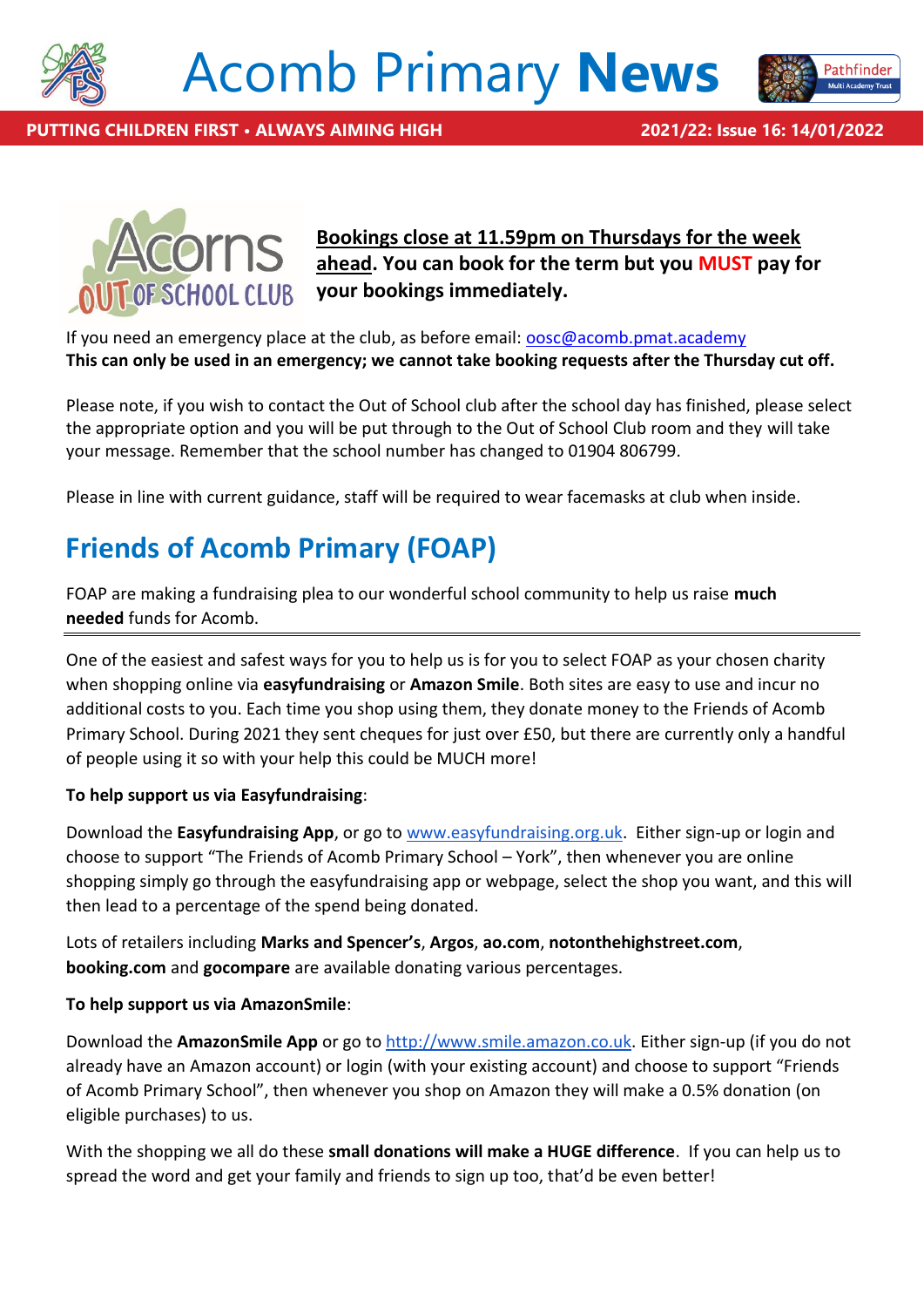**Bookings close at 11.59pm on Thursdays for the week ahead. You can book for the term but you MUST pay for your bookings immediately.**

If you need an emergency place at the club, as before email: oosc@acomb.pmat.academy
**This can only be used in an emergency; we cannot take booking requests after the Thursday cut off.**

Please note, if you wish to contact the Out of School club after the school day has finished, please select the appropriate option and you will be put through to the Out of School Club room and they will take your message. Remember that the school number has changed to 01904 806799.

Please in line with current guidance, staff will be required to wear facemasks at club when inside.

## Friends of Acomb Primary (FOAP)

FOAP are making a fundraising plea to our wonderful school community to help us raise **much needed** funds for Acomb.

One of the easiest and safest ways for you to help us is for you to select FOAP as your chosen charity when shopping online via **easyfundraising** or **Amazon Smile**. Both sites are easy to use and incur no additional costs to you. Each time you shop using them, they donate money to the Friends of Acomb Primary School. During 2021 they sent cheques for just over £50, but there are currently only a handful of people using it so with your help this could be MUCH more!

**To help support us via Easyfundraising**:

Download the **Easyfundraising App**, or go to www.easyfundraising.org.uk. Either sign-up or login and choose to support "The Friends of Acomb Primary School – York", then whenever you are online shopping simply go through the easyfundraising app or webpage, select the shop you want, and this will then lead to a percentage of the spend being donated.

Lots of retailers including **Marks and Spencer's**, **Argos**, **ao.com**, **notonthehighstreet.com**, **booking.com** and **gocompare** are available donating various percentages.

**To help support us via AmazonSmile**:

Download the **AmazonSmile App** or go to http://www.smile.amazon.co.uk. Either sign-up (if you do not already have an Amazon account) or login (with your existing account) and choose to support "Friends of Acomb Primary School", then whenever you shop on Amazon they will make a 0.5% donation (on eligible purchases) to us.

With the shopping we all do these **small donations will make a HUGE difference**. If you can help us to spread the word and get your family and friends to sign up too, that'd be even better!